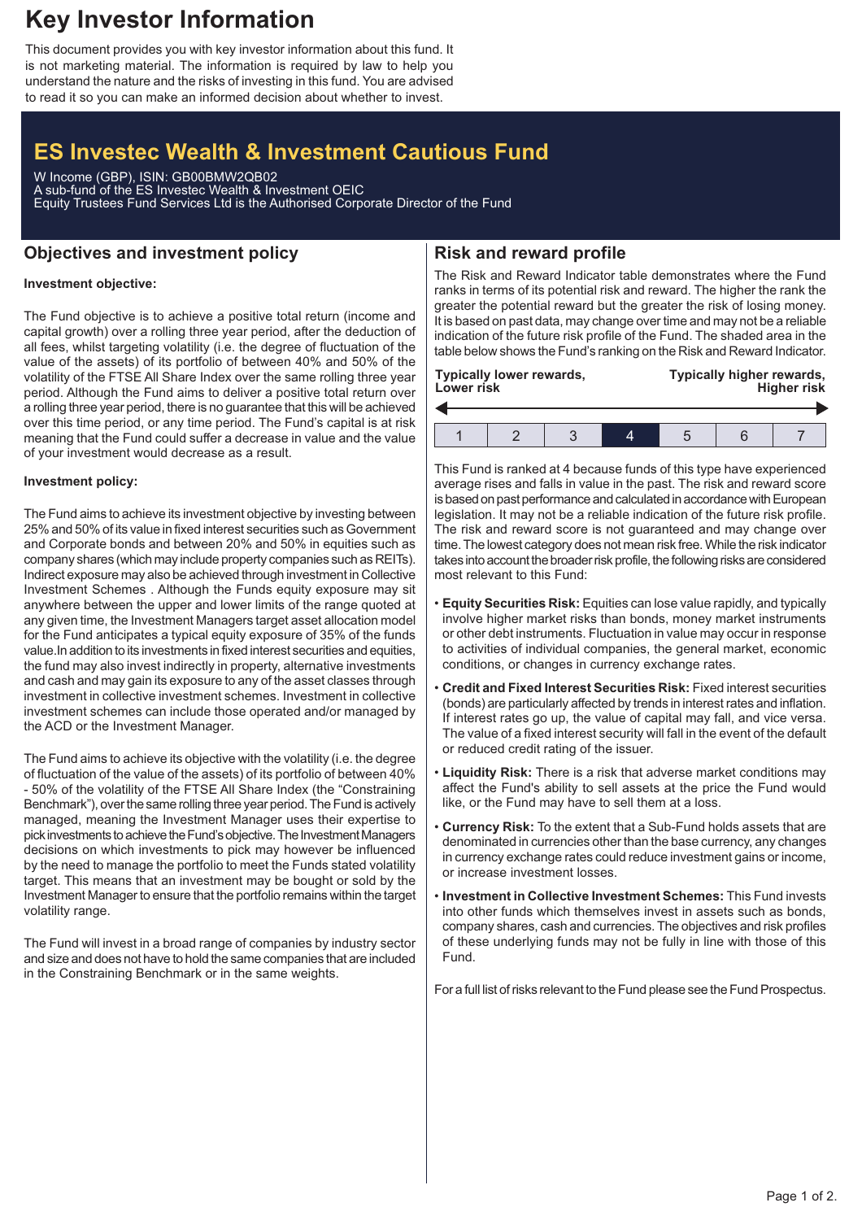# Key Investor Information

This document provides you with key investor information about this fund. It is not marketing material. The information is required by law to help you understand the nature and the risks of investing in this fund. You are advised to read it so you can make an informed decision about whether to invest.

## ES Investec Wealth & Investment Cautious Fund

W Income (GBP), ISIN: GB00BMW2QB02
A sub-fund of the ES Investec Wealth & Investment OEIC
Equity Trustees Fund Services Ltd is the Authorised Corporate Director of the Fund

## Objectives and investment policy

**Investment objective:**

The Fund objective is to achieve a positive total return (income and capital growth) over a rolling three year period, after the deduction of all fees, whilst targeting volatility (i.e. the degree of fluctuation of the value of the assets) of its portfolio of between 40% and 50% of the volatility of the FTSE All Share Index over the same rolling three year period. Although the Fund aims to deliver a positive total return over a rolling three year period, there is no guarantee that this will be achieved over this time period, or any time period. The Fund's capital is at risk meaning that the Fund could suffer a decrease in value and the value of your investment would decrease as a result.

**Investment policy:**

The Fund aims to achieve its investment objective by investing between 25% and 50% of its value in fixed interest securities such as Government and Corporate bonds and between 20% and 50% in equities such as company shares (which may include property companies such as REITs). Indirect exposure may also be achieved through investment in Collective Investment Schemes . Although the Funds equity exposure may sit anywhere between the upper and lower limits of the range quoted at any given time, the Investment Managers target asset allocation model for the Fund anticipates a typical equity exposure of 35% of the funds value.In addition to its investments in fixed interest securities and equities, the fund may also invest indirectly in property, alternative investments and cash and may gain its exposure to any of the asset classes through investment in collective investment schemes. Investment in collective investment schemes can include those operated and/or managed by the ACD or the Investment Manager.

The Fund aims to achieve its objective with the volatility (i.e. the degree of fluctuation of the value of the assets) of its portfolio of between 40% - 50% of the volatility of the FTSE All Share Index (the "Constraining Benchmark"), over the same rolling three year period. The Fund is actively managed, meaning the Investment Manager uses their expertise to pick investments to achieve the Fund's objective. The Investment Managers decisions on which investments to pick may however be influenced by the need to manage the portfolio to meet the Funds stated volatility target. This means that an investment may be bought or sold by the Investment Manager to ensure that the portfolio remains within the target volatility range.

The Fund will invest in a broad range of companies by industry sector and size and does not have to hold the same companies that are included in the Constraining Benchmark or in the same weights.

## Risk and reward profile

The Risk and Reward Indicator table demonstrates where the Fund ranks in terms of its potential risk and reward. The higher the rank the greater the potential reward but the greater the risk of losing money. It is based on past data, may change over time and may not be a reliable indication of the future risk profile of the Fund. The shaded area in the table below shows the Fund's ranking on the Risk and Reward Indicator.

**Typically lower rewards, Lower risk** — **Typically higher rewards, Higher risk**

| 1 | 2 | 3 | **4** | 5 | 6 | 7 |
|---|---|---|---|---|---|---|

This Fund is ranked at 4 because funds of this type have experienced average rises and falls in value in the past. The risk and reward score is based on past performance and calculated in accordance with European legislation. It may not be a reliable indication of the future risk profile. The risk and reward score is not guaranteed and may change over time. The lowest category does not mean risk free. While the risk indicator takes into account the broader risk profile, the following risks are considered most relevant to this Fund:

- **Equity Securities Risk:** Equities can lose value rapidly, and typically involve higher market risks than bonds, money market instruments or other debt instruments. Fluctuation in value may occur in response to activities of individual companies, the general market, economic conditions, or changes in currency exchange rates.
- **Credit and Fixed Interest Securities Risk:** Fixed interest securities (bonds) are particularly affected by trends in interest rates and inflation. If interest rates go up, the value of capital may fall, and vice versa. The value of a fixed interest security will fall in the event of the default or reduced credit rating of the issuer.
- **Liquidity Risk:** There is a risk that adverse market conditions may affect the Fund's ability to sell assets at the price the Fund would like, or the Fund may have to sell them at a loss.
- **Currency Risk:** To the extent that a Sub-Fund holds assets that are denominated in currencies other than the base currency, any changes in currency exchange rates could reduce investment gains or income, or increase investment losses.
- **Investment in Collective Investment Schemes:** This Fund invests into other funds which themselves invest in assets such as bonds, company shares, cash and currencies. The objectives and risk profiles of these underlying funds may not be fully in line with those of this Fund.

For a full list of risks relevant to the Fund please see the Fund Prospectus.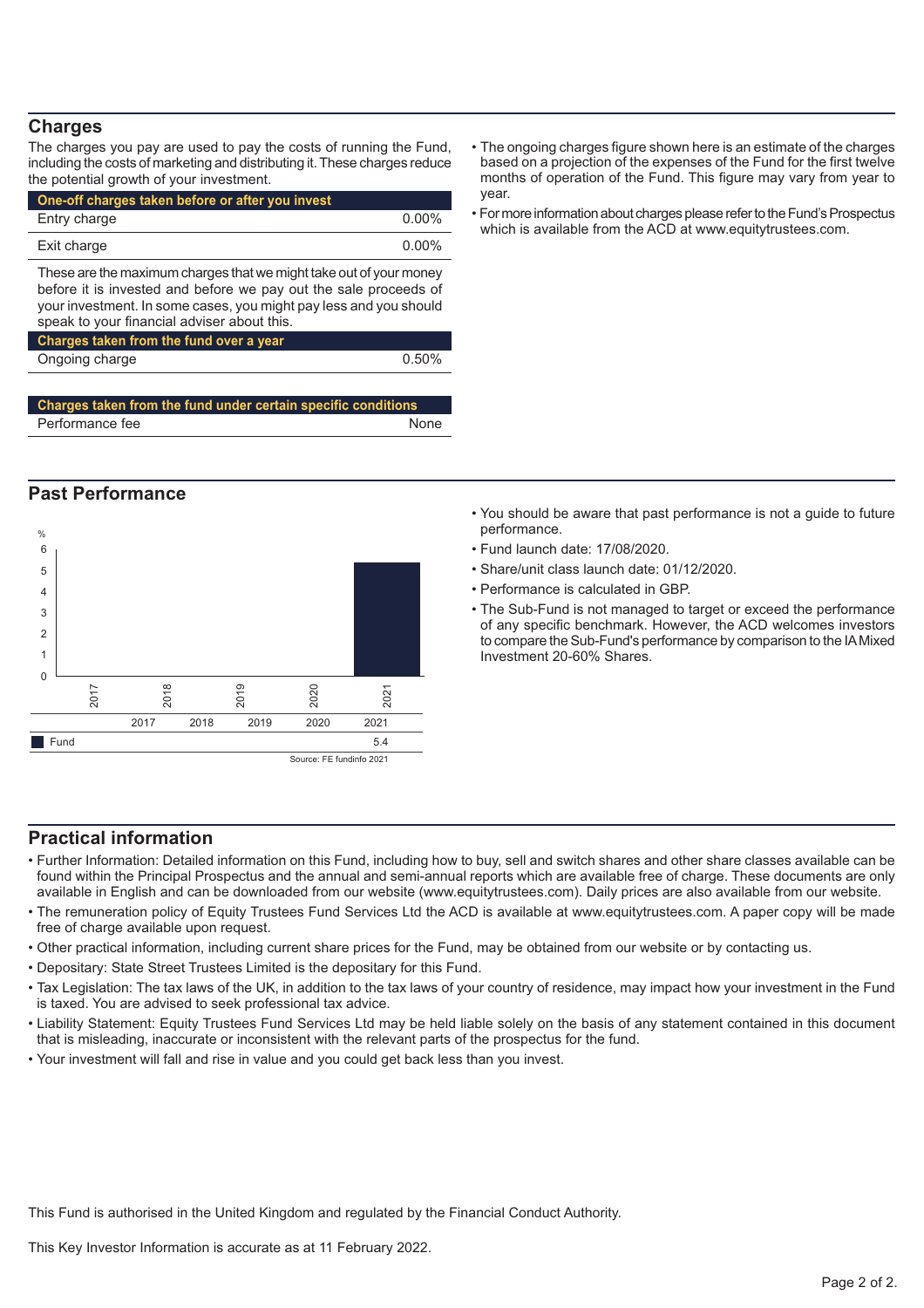## Charges

The charges you pay are used to pay the costs of running the Fund, including the costs of marketing and distributing it. These charges reduce the potential growth of your investment.

| One-off charges taken before or after you invest | |
|---|---|
| Entry charge | 0.00% |
| Exit charge | 0.00% |

These are the maximum charges that we might take out of your money before it is invested and before we pay out the sale proceeds of your investment. In some cases, you might pay less and you should speak to your financial adviser about this.

| Charges taken from the fund over a year | |
|---|---|
| Ongoing charge | 0.50% |

| Charges taken from the fund under certain specific conditions | |
|---|---|
| Performance fee | None |

- The ongoing charges figure shown here is an estimate of the charges based on a projection of the expenses of the Fund for the first twelve months of operation of the Fund. This figure may vary from year to year.
- For more information about charges please refer to the Fund's Prospectus which is available from the ACD at www.equitytrustees.com.

## Past Performance

%

6
5
4
3
2
1
0

2017 2018 2019 2020 2021

2017 2018 2019 2020 2021

Fund 5.4

Source: FE fundinfo 2021

- You should be aware that past performance is not a guide to future performance.
- Fund launch date: 17/08/2020.
- Share/unit class launch date: 01/12/2020.
- Performance is calculated in GBP.
- The Sub-Fund is not managed to target or exceed the performance of any specific benchmark. However, the ACD welcomes investors to compare the Sub-Fund's performance by comparison to the IA Mixed Investment 20-60% Shares.

## Practical information

- Further Information: Detailed information on this Fund, including how to buy, sell and switch shares and other share classes available can be found within the Principal Prospectus and the annual and semi-annual reports which are available free of charge. These documents are only available in English and can be downloaded from our website (www.equitytrustees.com). Daily prices are also available from our website.
- The remuneration policy of Equity Trustees Fund Services Ltd the ACD is available at www.equitytrustees.com. A paper copy will be made free of charge available upon request.
- Other practical information, including current share prices for the Fund, may be obtained from our website or by contacting us.
- Depositary: State Street Trustees Limited is the depositary for this Fund.
- Tax Legislation: The tax laws of the UK, in addition to the tax laws of your country of residence, may impact how your investment in the Fund is taxed. You are advised to seek professional tax advice.
- Liability Statement: Equity Trustees Fund Services Ltd may be held liable solely on the basis of any statement contained in this document that is misleading, inaccurate or inconsistent with the relevant parts of the prospectus for the fund.
- Your investment will fall and rise in value and you could get back less than you invest.

This Fund is authorised in the United Kingdom and regulated by the Financial Conduct Authority.

This Key Investor Information is accurate as at 11 February 2022.